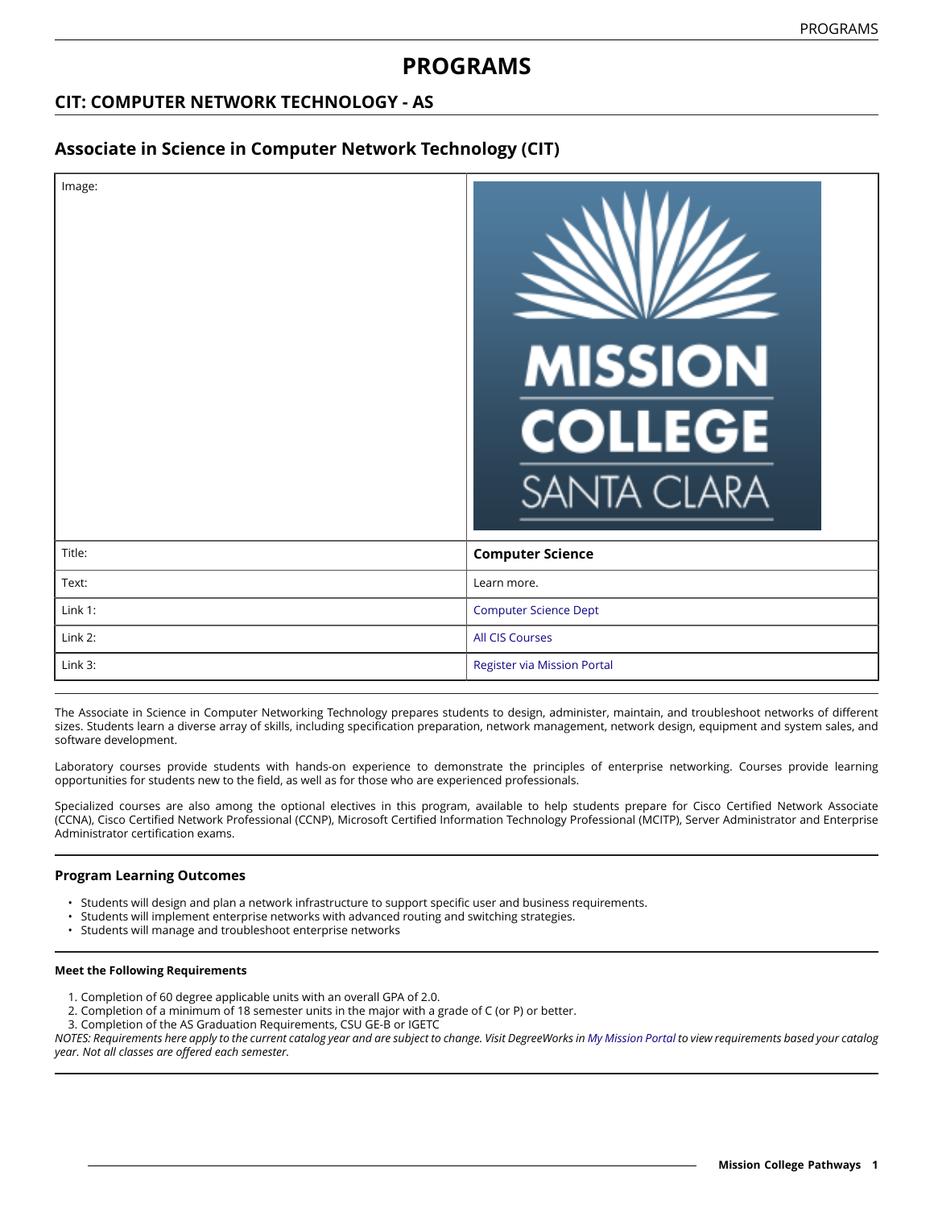# PROGRAMS

## CIT: COMPUTER NETWORK TECHNOLOGY - AS

## Associate in Science in Computer Network Technology (CIT)

| | |
|---|---|
| Image: | |
| Title: | **Computer Science** |
| Text: | Learn more. |
| Link 1: | Computer Science Dept |
| Link 2: | All CIS Courses |
| Link 3: | Register via Mission Portal |

The Associate in Science in Computer Networking Technology prepares students to design, administer, maintain, and troubleshoot networks of different sizes. Students learn a diverse array of skills, including specification preparation, network management, network design, equipment and system sales, and software development.

Laboratory courses provide students with hands-on experience to demonstrate the principles of enterprise networking. Courses provide learning opportunities for students new to the field, as well as for those who are experienced professionals.

Specialized courses are also among the optional electives in this program, available to help students prepare for Cisco Certified Network Associate (CCNA), Cisco Certified Network Professional (CCNP), Microsoft Certified Information Technology Professional (MCITP), Server Administrator and Enterprise Administrator certification exams.

### Program Learning Outcomes

- Students will design and plan a network infrastructure to support specific user and business requirements.
- Students will implement enterprise networks with advanced routing and switching strategies.
- Students will manage and troubleshoot enterprise networks

#### Meet the Following Requirements

1. Completion of 60 degree applicable units with an overall GPA of 2.0.
2. Completion of a minimum of 18 semester units in the major with a grade of C (or P) or better.
3. Completion of the AS Graduation Requirements, CSU GE-B or IGETC

*NOTES: Requirements here apply to the current catalog year and are subject to change. Visit DegreeWorks in My Mission Portal to view requirements based your catalog year. Not all classes are offered each semester.*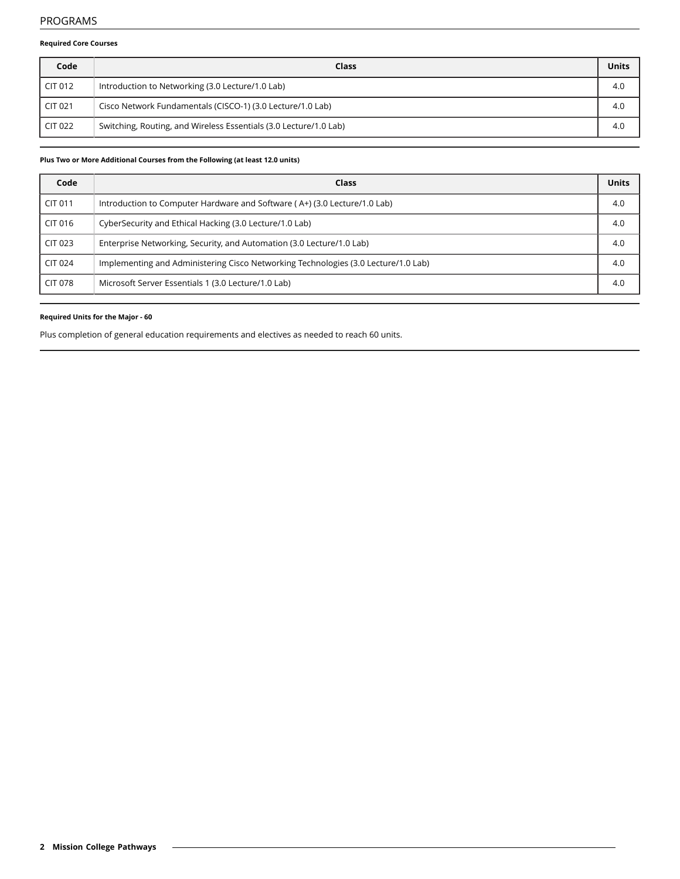**Required Core Courses**

| Code | Class | Units |
| --- | --- | --- |
| CIT 012 | Introduction to Networking (3.0 Lecture/1.0 Lab) | 4.0 |
| CIT 021 | Cisco Network Fundamentals (CISCO-1) (3.0 Lecture/1.0 Lab) | 4.0 |
| CIT 022 | Switching, Routing, and Wireless Essentials (3.0 Lecture/1.0 Lab) | 4.0 |

**Plus Two or More Additional Courses from the Following (at least 12.0 units)**

| Code | Class | Units |
| --- | --- | --- |
| CIT 011 | Introduction to Computer Hardware and Software ( A+) (3.0 Lecture/1.0 Lab) | 4.0 |
| CIT 016 | CyberSecurity and Ethical Hacking (3.0 Lecture/1.0 Lab) | 4.0 |
| CIT 023 | Enterprise Networking, Security, and Automation (3.0 Lecture/1.0 Lab) | 4.0 |
| CIT 024 | Implementing and Administering Cisco Networking Technologies (3.0 Lecture/1.0 Lab) | 4.0 |
| CIT 078 | Microsoft Server Essentials 1 (3.0 Lecture/1.0 Lab) | 4.0 |

**Required Units for the Major - 60**

Plus completion of general education requirements and electives as needed to reach 60 units.